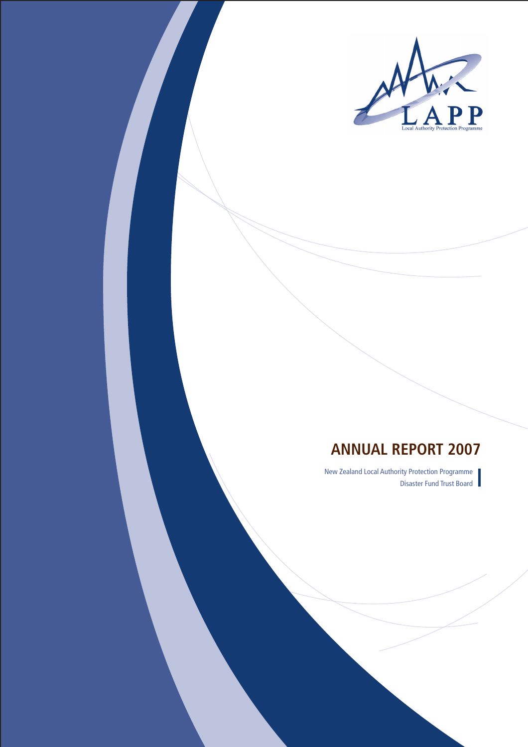LAPP

Local Authority Protection Programme

# ANNUAL REPORT 2007

New Zealand Local Authority Protection Programme
Disaster Fund Trust Board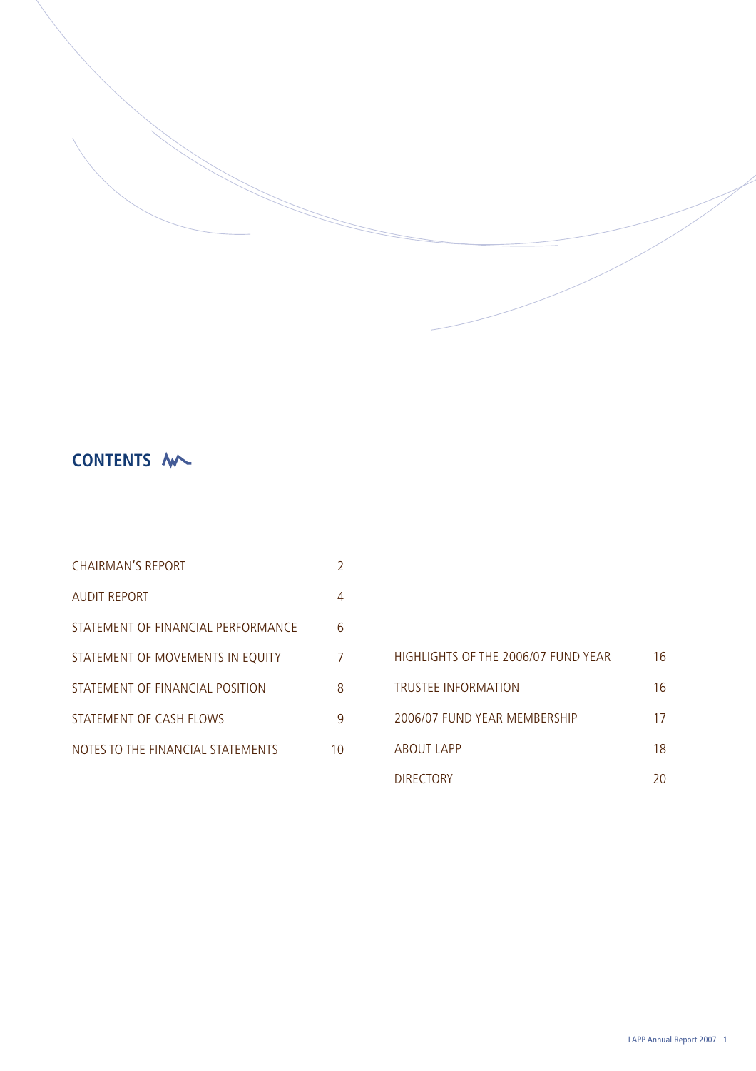## CONTENTS

| | |
|---|---|
| CHAIRMAN'S REPORT | 2 |
| AUDIT REPORT | 4 |
| STATEMENT OF FINANCIAL PERFORMANCE | 6 |
| STATEMENT OF MOVEMENTS IN EQUITY | 7 |
| STATEMENT OF FINANCIAL POSITION | 8 |
| STATEMENT OF CASH FLOWS | 9 |
| NOTES TO THE FINANCIAL STATEMENTS | 10 |
| HIGHLIGHTS OF THE 2006/07 FUND YEAR | 16 |
| TRUSTEE INFORMATION | 16 |
| 2006/07 FUND YEAR MEMBERSHIP | 17 |
| ABOUT LAPP | 18 |
| DIRECTORY | 20 |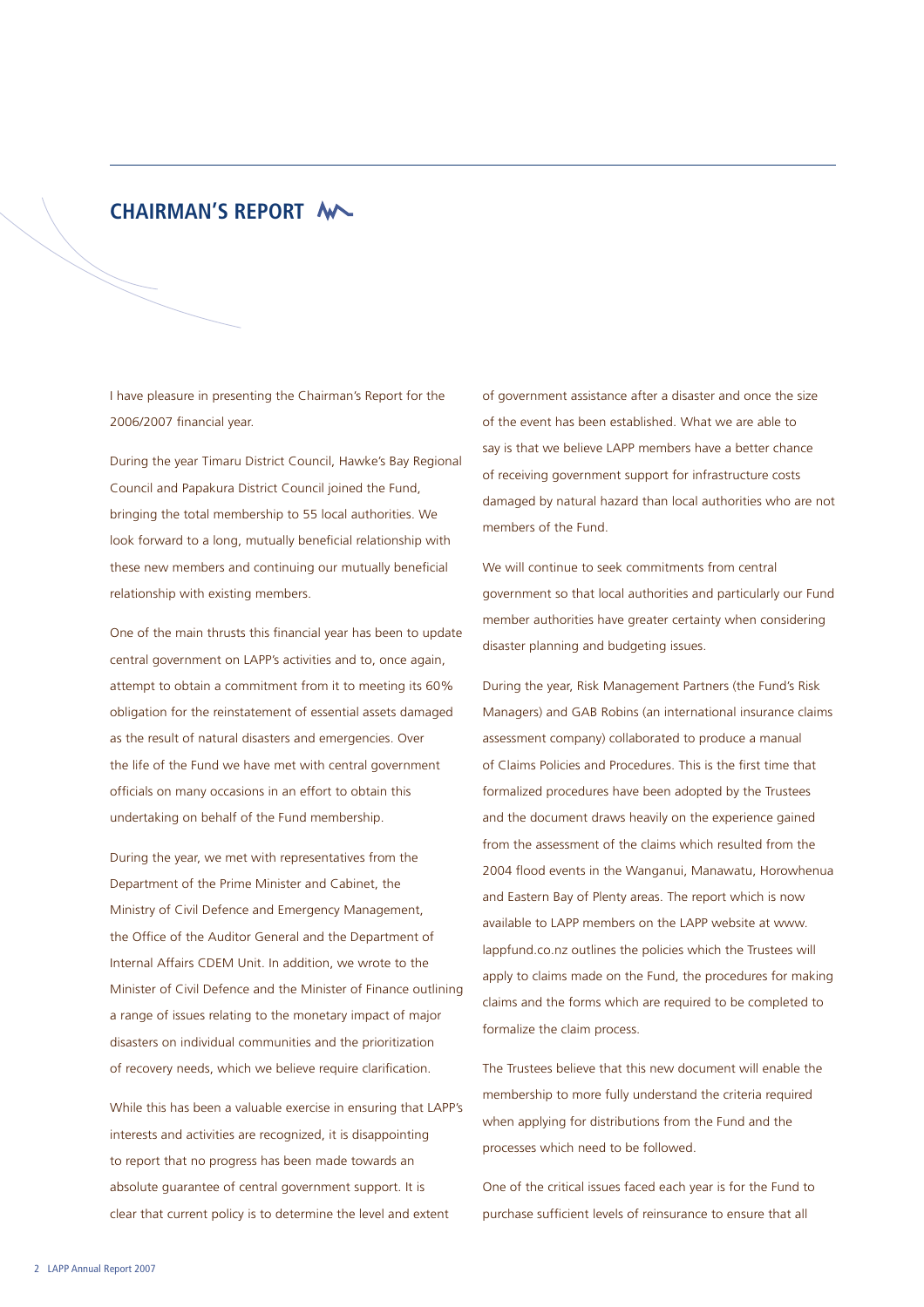## CHAIRMAN'S REPORT

I have pleasure in presenting the Chairman's Report for the 2006/2007 financial year.

During the year Timaru District Council, Hawke's Bay Regional Council and Papakura District Council joined the Fund, bringing the total membership to 55 local authorities. We look forward to a long, mutually beneficial relationship with these new members and continuing our mutually beneficial relationship with existing members.

One of the main thrusts this financial year has been to update central government on LAPP's activities and to, once again, attempt to obtain a commitment from it to meeting its 60% obligation for the reinstatement of essential assets damaged as the result of natural disasters and emergencies. Over the life of the Fund we have met with central government officials on many occasions in an effort to obtain this undertaking on behalf of the Fund membership.

During the year, we met with representatives from the Department of the Prime Minister and Cabinet, the Ministry of Civil Defence and Emergency Management, the Office of the Auditor General and the Department of Internal Affairs CDEM Unit. In addition, we wrote to the Minister of Civil Defence and the Minister of Finance outlining a range of issues relating to the monetary impact of major disasters on individual communities and the prioritization of recovery needs, which we believe require clarification.

While this has been a valuable exercise in ensuring that LAPP's interests and activities are recognized, it is disappointing to report that no progress has been made towards an absolute guarantee of central government support. It is clear that current policy is to determine the level and extent of government assistance after a disaster and once the size of the event has been established. What we are able to say is that we believe LAPP members have a better chance of receiving government support for infrastructure costs damaged by natural hazard than local authorities who are not members of the Fund.

We will continue to seek commitments from central government so that local authorities and particularly our Fund member authorities have greater certainty when considering disaster planning and budgeting issues.

During the year, Risk Management Partners (the Fund's Risk Managers) and GAB Robins (an international insurance claims assessment company) collaborated to produce a manual of Claims Policies and Procedures. This is the first time that formalized procedures have been adopted by the Trustees and the document draws heavily on the experience gained from the assessment of the claims which resulted from the 2004 flood events in the Wanganui, Manawatu, Horowhenua and Eastern Bay of Plenty areas. The report which is now available to LAPP members on the LAPP website at www.lappfund.co.nz outlines the policies which the Trustees will apply to claims made on the Fund, the procedures for making claims and the forms which are required to be completed to formalize the claim process.

The Trustees believe that this new document will enable the membership to more fully understand the criteria required when applying for distributions from the Fund and the processes which need to be followed.

One of the critical issues faced each year is for the Fund to purchase sufficient levels of reinsurance to ensure that all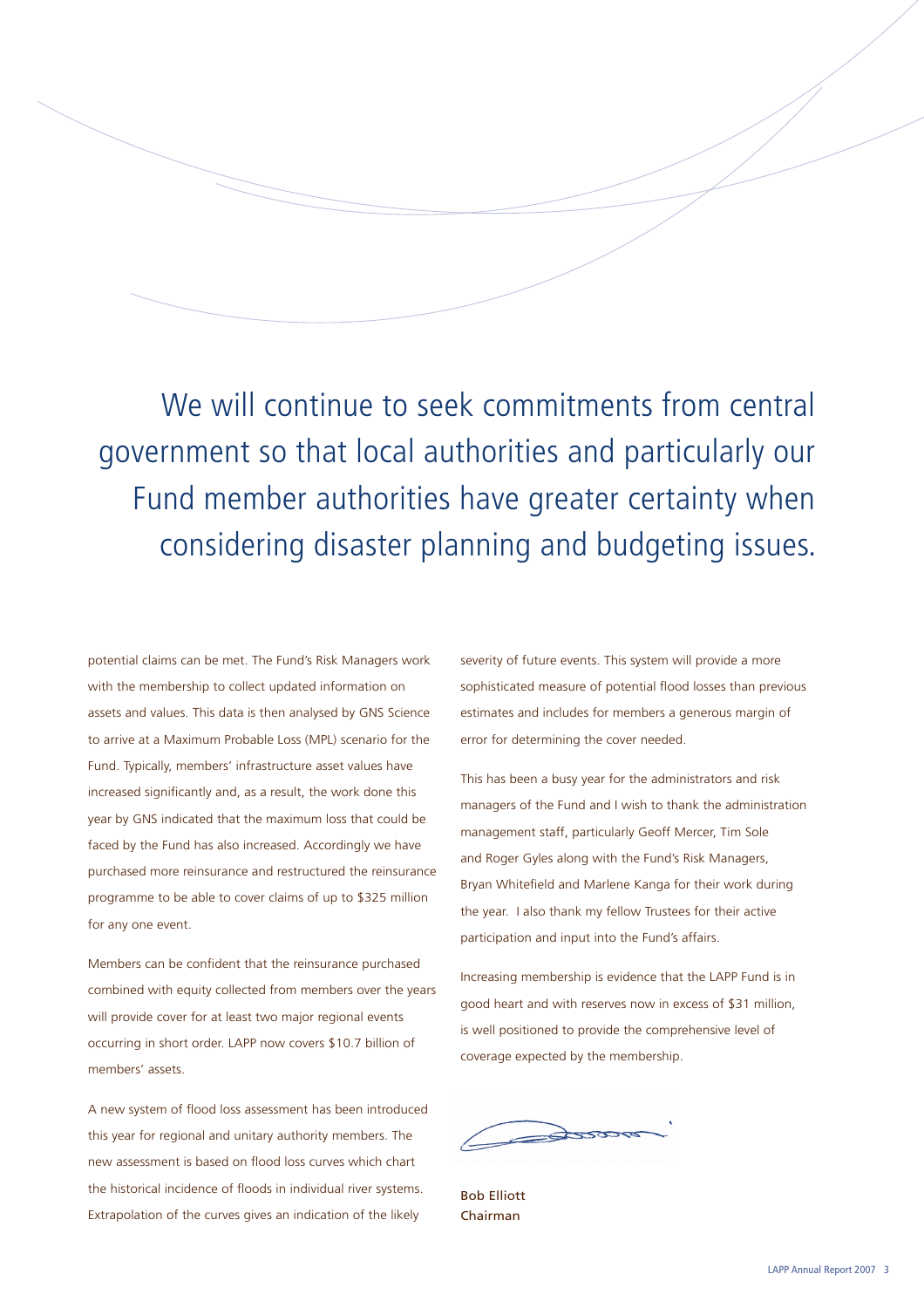We will continue to seek commitments from central government so that local authorities and particularly our Fund member authorities have greater certainty when considering disaster planning and budgeting issues.

potential claims can be met. The Fund's Risk Managers work with the membership to collect updated information on assets and values. This data is then analysed by GNS Science to arrive at a Maximum Probable Loss (MPL) scenario for the Fund. Typically, members' infrastructure asset values have increased significantly and, as a result, the work done this year by GNS indicated that the maximum loss that could be faced by the Fund has also increased. Accordingly we have purchased more reinsurance and restructured the reinsurance programme to be able to cover claims of up to $325 million for any one event.

Members can be confident that the reinsurance purchased combined with equity collected from members over the years will provide cover for at least two major regional events occurring in short order. LAPP now covers $10.7 billion of members' assets.

A new system of flood loss assessment has been introduced this year for regional and unitary authority members. The new assessment is based on flood loss curves which chart the historical incidence of floods in individual river systems. Extrapolation of the curves gives an indication of the likely severity of future events. This system will provide a more sophisticated measure of potential flood losses than previous estimates and includes for members a generous margin of error for determining the cover needed.

This has been a busy year for the administrators and risk managers of the Fund and I wish to thank the administration management staff, particularly Geoff Mercer, Tim Sole and Roger Gyles along with the Fund's Risk Managers, Bryan Whitefield and Marlene Kanga for their work during the year. I also thank my fellow Trustees for their active participation and input into the Fund's affairs.

Increasing membership is evidence that the LAPP Fund is in good heart and with reserves now in excess of $31 million, is well positioned to provide the comprehensive level of coverage expected by the membership.

Bob Elliott
Chairman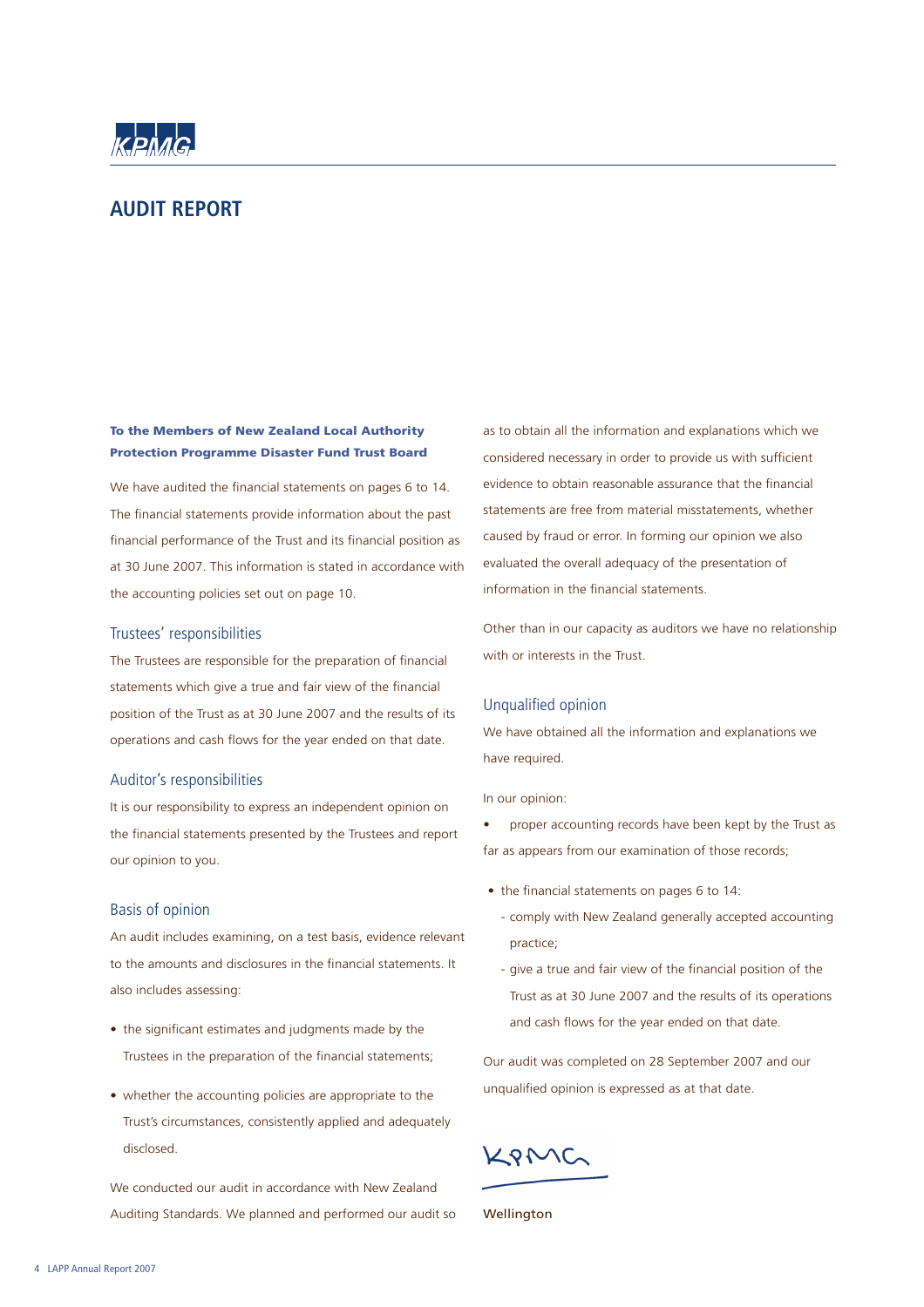# AUDIT REPORT

**To the Members of New Zealand Local Authority Protection Programme Disaster Fund Trust Board**

We have audited the financial statements on pages 6 to 14. The financial statements provide information about the past financial performance of the Trust and its financial position as at 30 June 2007. This information is stated in accordance with the accounting policies set out on page 10.

## Trustees' responsibilities

The Trustees are responsible for the preparation of financial statements which give a true and fair view of the financial position of the Trust as at 30 June 2007 and the results of its operations and cash flows for the year ended on that date.

## Auditor's responsibilities

It is our responsibility to express an independent opinion on the financial statements presented by the Trustees and report our opinion to you.

## Basis of opinion

An audit includes examining, on a test basis, evidence relevant to the amounts and disclosures in the financial statements. It also includes assessing:

- the significant estimates and judgments made by the Trustees in the preparation of the financial statements;
- whether the accounting policies are appropriate to the Trust's circumstances, consistently applied and adequately disclosed.

We conducted our audit in accordance with New Zealand Auditing Standards. We planned and performed our audit so as to obtain all the information and explanations which we considered necessary in order to provide us with sufficient evidence to obtain reasonable assurance that the financial statements are free from material misstatements, whether caused by fraud or error. In forming our opinion we also evaluated the overall adequacy of the presentation of information in the financial statements.

Other than in our capacity as auditors we have no relationship with or interests in the Trust.

## Unqualified opinion

We have obtained all the information and explanations we have required.

In our opinion:

- proper accounting records have been kept by the Trust as far as appears from our examination of those records;
- the financial statements on pages 6 to 14:
  - comply with New Zealand generally accepted accounting practice;
  - give a true and fair view of the financial position of the Trust as at 30 June 2007 and the results of its operations and cash flows for the year ended on that date.

Our audit was completed on 28 September 2007 and our unqualified opinion is expressed as at that date.

KPMG

Wellington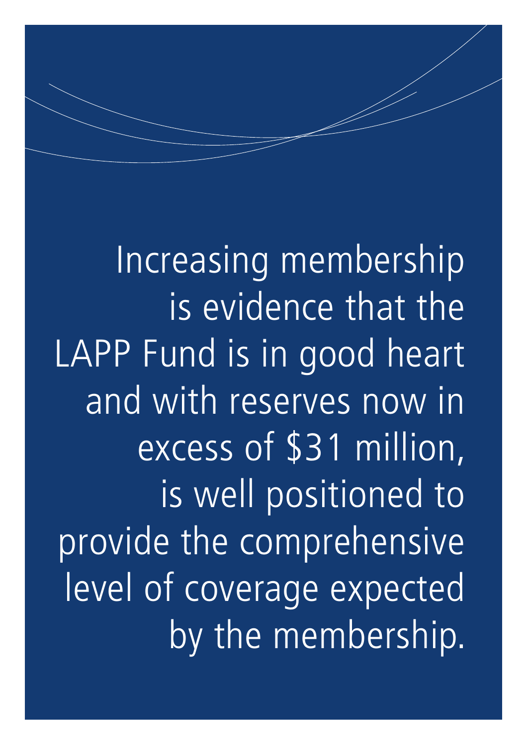Increasing membership is evidence that the LAPP Fund is in good heart and with reserves now in excess of $31 million, is well positioned to provide the comprehensive level of coverage expected by the membership.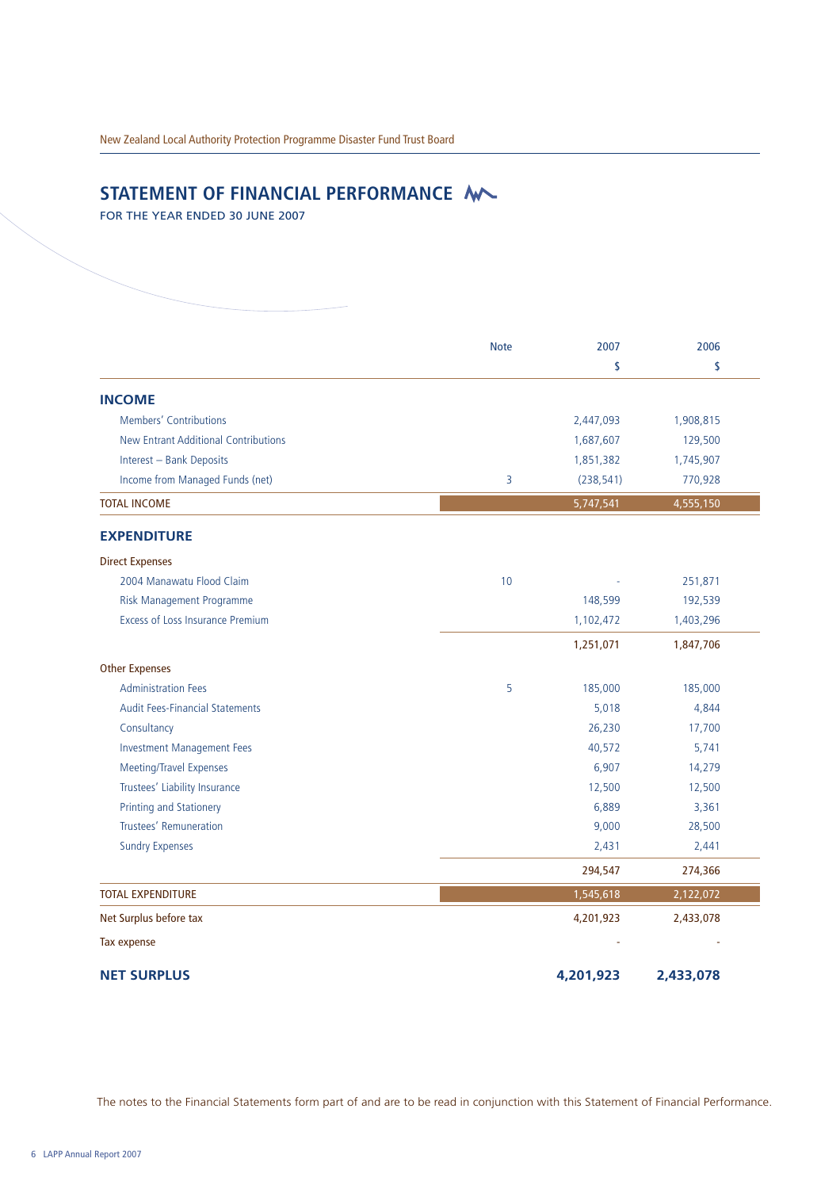## STATEMENT OF FINANCIAL PERFORMANCE

FOR THE YEAR ENDED 30 JUNE 2007

| | Note | 2007<br>$ | 2006<br>$ |
|---|---|---|---|
| **INCOME** | | | |
| Members' Contributions | | 2,447,093 | 1,908,815 |
| New Entrant Additional Contributions | | 1,687,607 | 129,500 |
| Interest – Bank Deposits | | 1,851,382 | 1,745,907 |
| Income from Managed Funds (net) | 3 | (238,541) | 770,928 |
| TOTAL INCOME | | 5,747,541 | 4,555,150 |
| **EXPENDITURE** | | | |
| Direct Expenses | | | |
| 2004 Manawatu Flood Claim | 10 | - | 251,871 |
| Risk Management Programme | | 148,599 | 192,539 |
| Excess of Loss Insurance Premium | | 1,102,472 | 1,403,296 |
| | | 1,251,071 | 1,847,706 |
| Other Expenses | | | |
| Administration Fees | 5 | 185,000 | 185,000 |
| Audit Fees-Financial Statements | | 5,018 | 4,844 |
| Consultancy | | 26,230 | 17,700 |
| Investment Management Fees | | 40,572 | 5,741 |
| Meeting/Travel Expenses | | 6,907 | 14,279 |
| Trustees' Liability Insurance | | 12,500 | 12,500 |
| Printing and Stationery | | 6,889 | 3,361 |
| Trustees' Remuneration | | 9,000 | 28,500 |
| Sundry Expenses | | 2,431 | 2,441 |
| | | 294,547 | 274,366 |
| TOTAL EXPENDITURE | | 1,545,618 | 2,122,072 |
| Net Surplus before tax | | 4,201,923 | 2,433,078 |
| Tax expense | | - | - |
| **NET SURPLUS** | | **4,201,923** | **2,433,078** |

The notes to the Financial Statements form part of and are to be read in conjunction with this Statement of Financial Performance.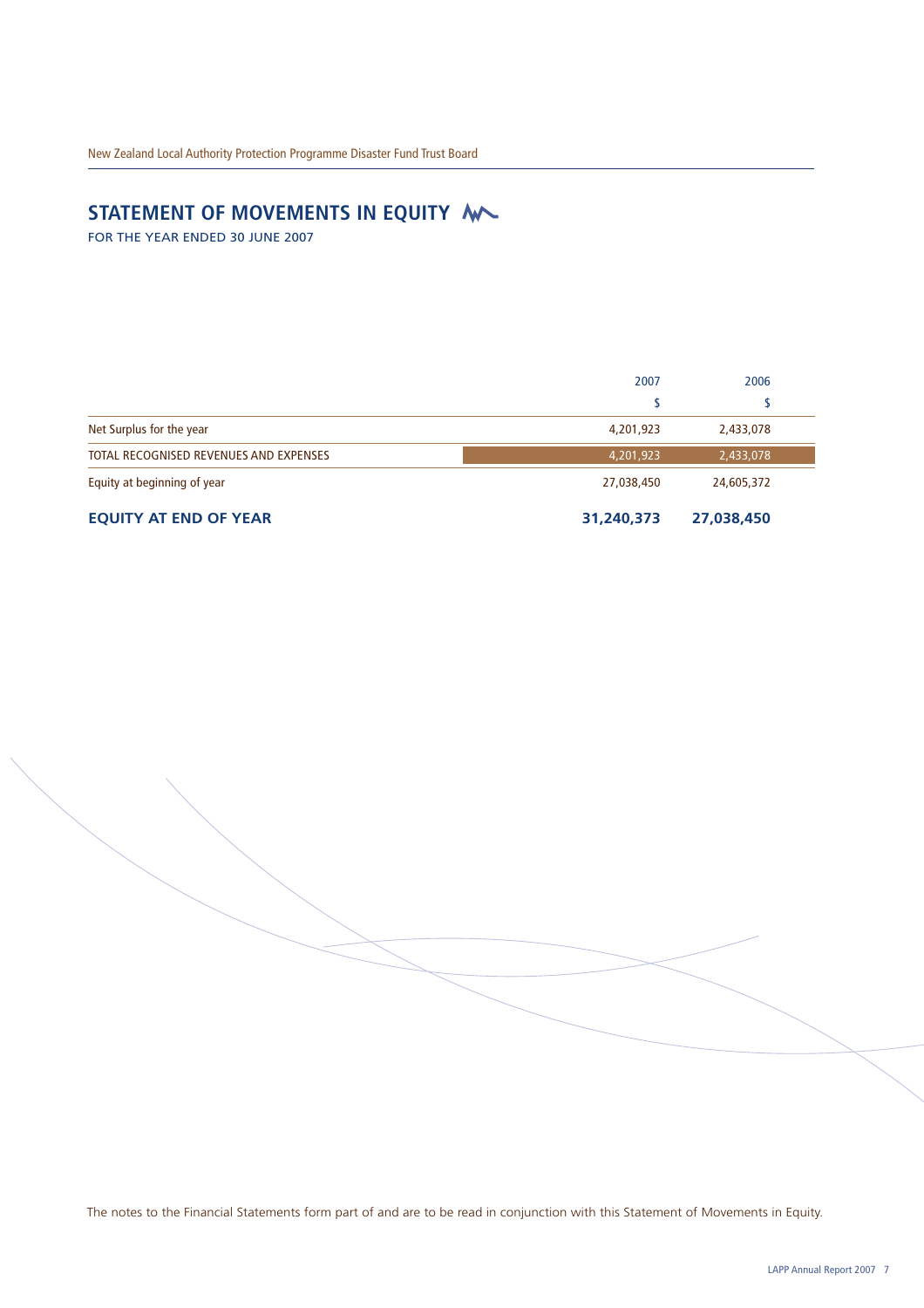# STATEMENT OF MOVEMENTS IN EQUITY

FOR THE YEAR ENDED 30 JUNE 2007

| | 2007 | 2006 |
|---|---|---|
| | $ | $ |
| Net Surplus for the year | 4,201,923 | 2,433,078 |
| TOTAL RECOGNISED REVENUES AND EXPENSES | 4,201,923 | 2,433,078 |
| Equity at beginning of year | 27,038,450 | 24,605,372 |
| **EQUITY AT END OF YEAR** | **31,240,373** | **27,038,450** |

The notes to the Financial Statements form part of and are to be read in conjunction with this Statement of Movements in Equity.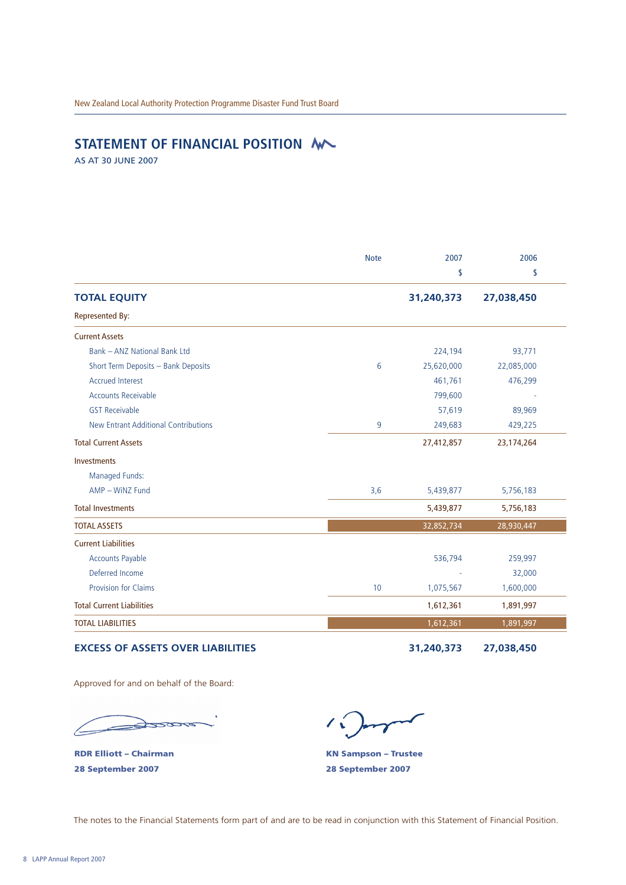# STATEMENT OF FINANCIAL POSITION

AS AT 30 JUNE 2007

| | Note | 2007 $ | 2006 $ |
|---|---|---|---|
| **TOTAL EQUITY** | | **31,240,373** | **27,038,450** |
| Represented By: | | | |
| Current Assets | | | |
| Bank – ANZ National Bank Ltd | | 224,194 | 93,771 |
| Short Term Deposits – Bank Deposits | 6 | 25,620,000 | 22,085,000 |
| Accrued Interest | | 461,761 | 476,299 |
| Accounts Receivable | | 799,600 | - |
| GST Receivable | | 57,619 | 89,969 |
| New Entrant Additional Contributions | 9 | 249,683 | 429,225 |
| Total Current Assets | | 27,412,857 | 23,174,264 |
| Investments | | | |
| Managed Funds: | | | |
| AMP – WiNZ Fund | 3,6 | 5,439,877 | 5,756,183 |
| Total Investments | | 5,439,877 | 5,756,183 |
| TOTAL ASSETS | | 32,852,734 | 28,930,447 |
| Current Liabilities | | | |
| Accounts Payable | | 536,794 | 259,997 |
| Deferred Income | | - | 32,000 |
| Provision for Claims | 10 | 1,075,567 | 1,600,000 |
| Total Current Liabilities | | 1,612,361 | 1,891,997 |
| TOTAL LIABILITIES | | 1,612,361 | 1,891,997 |
| **EXCESS OF ASSETS OVER LIABILITIES** | | **31,240,373** | **27,038,450** |

Approved for and on behalf of the Board:

**RDR Elliott – Chairman**
**28 September 2007**

**KN Sampson – Trustee**
**28 September 2007**

The notes to the Financial Statements form part of and are to be read in conjunction with this Statement of Financial Position.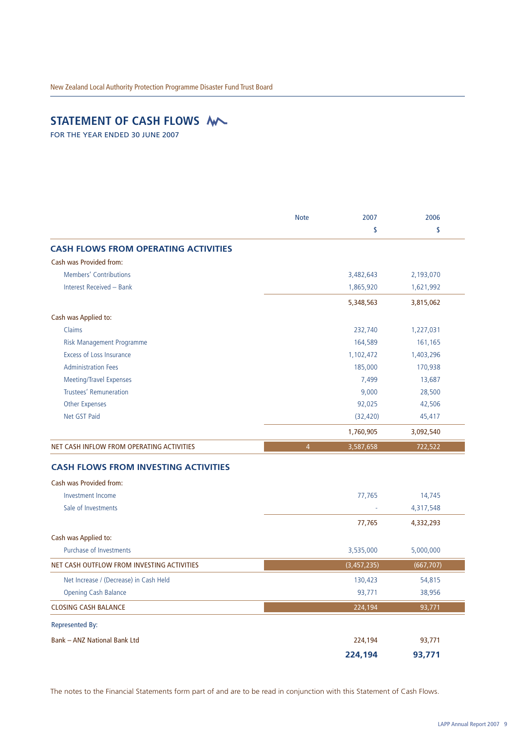# STATEMENT OF CASH FLOWS

FOR THE YEAR ENDED 30 JUNE 2007

| | Note | 2007 $ | 2006 $ |
|---|---|---|---|
| **CASH FLOWS FROM OPERATING ACTIVITIES** | | | |
| Cash was Provided from: | | | |
| Members' Contributions | | 3,482,643 | 2,193,070 |
| Interest Received – Bank | | 1,865,920 | 1,621,992 |
| | | 5,348,563 | 3,815,062 |
| Cash was Applied to: | | | |
| Claims | | 232,740 | 1,227,031 |
| Risk Management Programme | | 164,589 | 161,165 |
| Excess of Loss Insurance | | 1,102,472 | 1,403,296 |
| Administration Fees | | 185,000 | 170,938 |
| Meeting/Travel Expenses | | 7,499 | 13,687 |
| Trustees' Remuneration | | 9,000 | 28,500 |
| Other Expenses | | 92,025 | 42,506 |
| Net GST Paid | | (32,420) | 45,417 |
| | | 1,760,905 | 3,092,540 |
| NET CASH INFLOW FROM OPERATING ACTIVITIES | 4 | 3,587,658 | 722,522 |
| **CASH FLOWS FROM INVESTING ACTIVITIES** | | | |
| Cash was Provided from: | | | |
| Investment Income | | 77,765 | 14,745 |
| Sale of Investments | | - | 4,317,548 |
| | | 77,765 | 4,332,293 |
| Cash was Applied to: | | | |
| Purchase of Investments | | 3,535,000 | 5,000,000 |
| NET CASH OUTFLOW FROM INVESTING ACTIVITIES | | (3,457,235) | (667,707) |
| Net Increase / (Decrease) in Cash Held | | 130,423 | 54,815 |
| Opening Cash Balance | | 93,771 | 38,956 |
| CLOSING CASH BALANCE | | 224,194 | 93,771 |
| Represented By: | | | |
| Bank – ANZ National Bank Ltd | | 224,194 | 93,771 |
| | | **224,194** | **93,771** |

The notes to the Financial Statements form part of and are to be read in conjunction with this Statement of Cash Flows.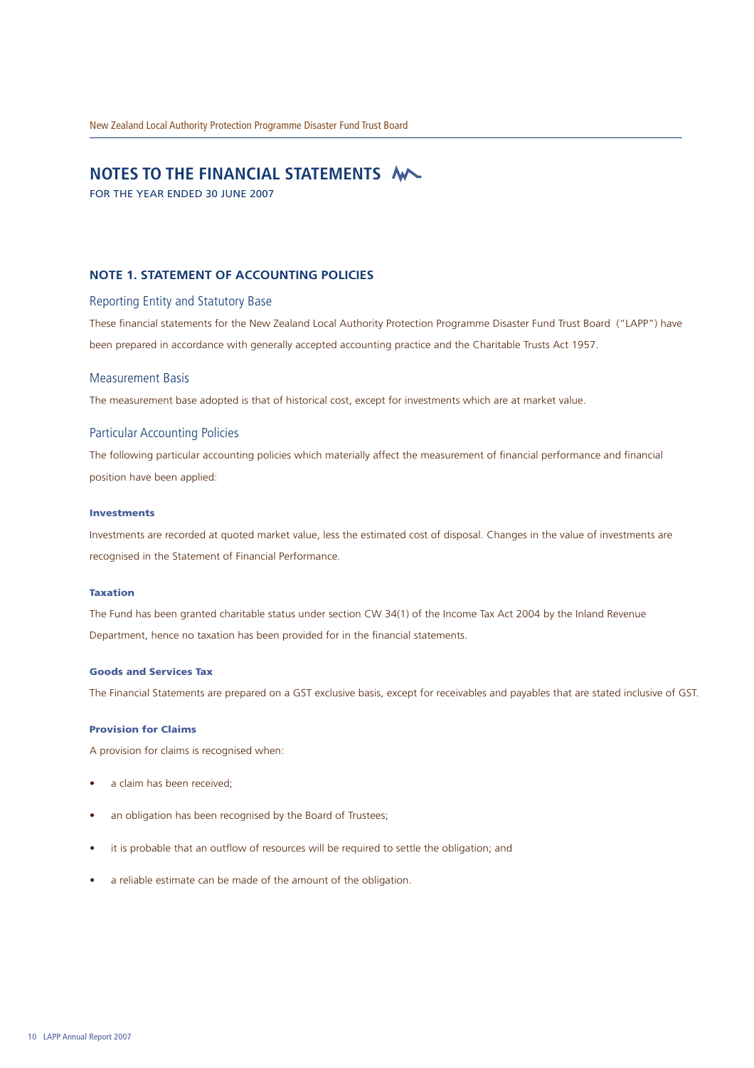# NOTES TO THE FINANCIAL STATEMENTS

FOR THE YEAR ENDED 30 JUNE 2007

## NOTE 1. STATEMENT OF ACCOUNTING POLICIES

### Reporting Entity and Statutory Base

These financial statements for the New Zealand Local Authority Protection Programme Disaster Fund Trust Board ("LAPP") have been prepared in accordance with generally accepted accounting practice and the Charitable Trusts Act 1957.

### Measurement Basis

The measurement base adopted is that of historical cost, except for investments which are at market value.

### Particular Accounting Policies

The following particular accounting policies which materially affect the measurement of financial performance and financial position have been applied:

#### Investments

Investments are recorded at quoted market value, less the estimated cost of disposal. Changes in the value of investments are recognised in the Statement of Financial Performance.

#### Taxation

The Fund has been granted charitable status under section CW 34(1) of the Income Tax Act 2004 by the Inland Revenue Department, hence no taxation has been provided for in the financial statements.

#### Goods and Services Tax

The Financial Statements are prepared on a GST exclusive basis, except for receivables and payables that are stated inclusive of GST.

#### Provision for Claims

A provision for claims is recognised when:

- a claim has been received;
- an obligation has been recognised by the Board of Trustees;
- it is probable that an outflow of resources will be required to settle the obligation; and
- a reliable estimate can be made of the amount of the obligation.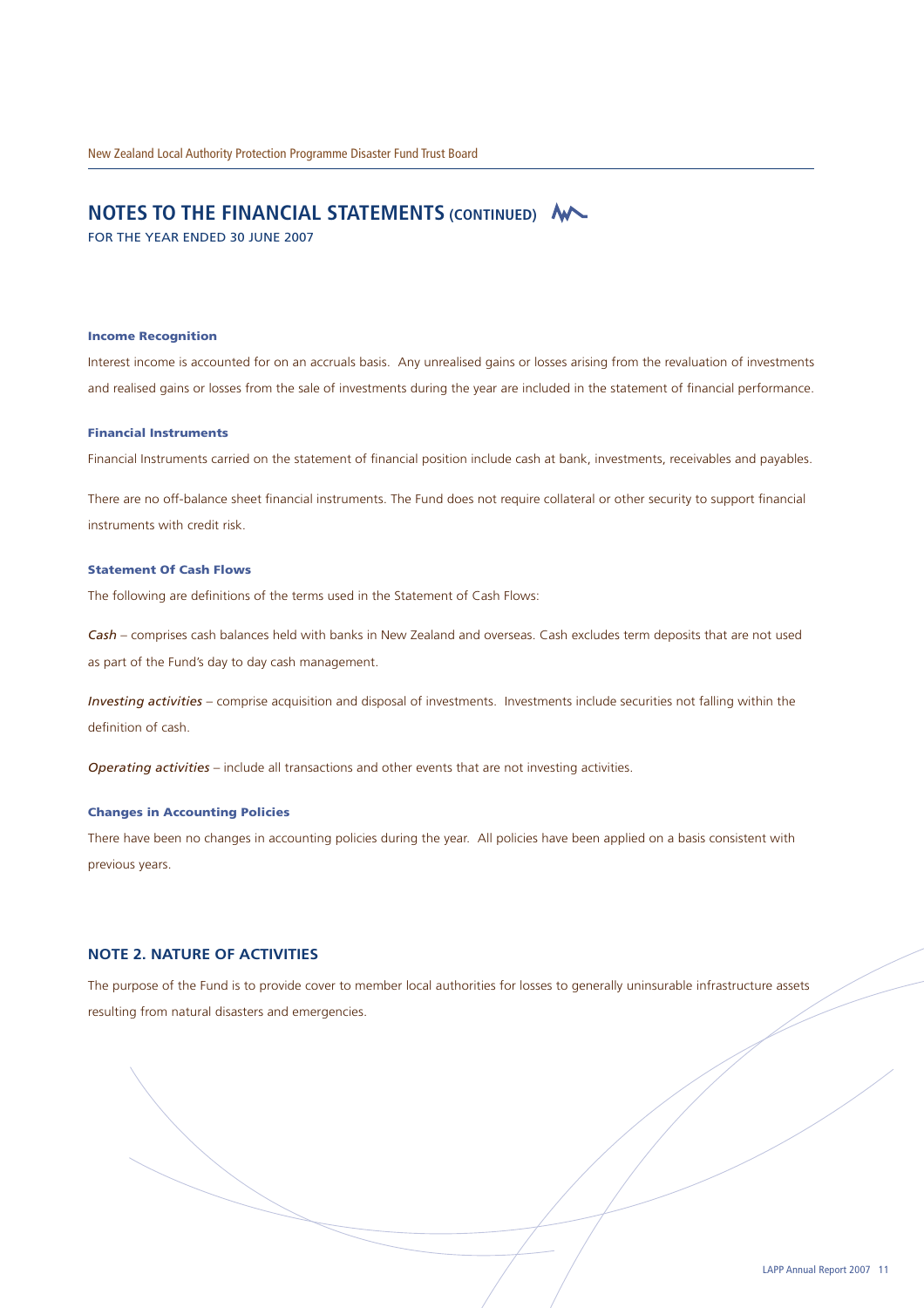## NOTES TO THE FINANCIAL STATEMENTS (CONTINUED)

FOR THE YEAR ENDED 30 JUNE 2007

### Income Recognition

Interest income is accounted for on an accruals basis. Any unrealised gains or losses arising from the revaluation of investments and realised gains or losses from the sale of investments during the year are included in the statement of financial performance.

### Financial Instruments

Financial Instruments carried on the statement of financial position include cash at bank, investments, receivables and payables.

There are no off-balance sheet financial instruments. The Fund does not require collateral or other security to support financial instruments with credit risk.

### Statement Of Cash Flows

The following are definitions of the terms used in the Statement of Cash Flows:

*Cash* – comprises cash balances held with banks in New Zealand and overseas. Cash excludes term deposits that are not used as part of the Fund's day to day cash management.

*Investing activities* – comprise acquisition and disposal of investments. Investments include securities not falling within the definition of cash.

*Operating activities* – include all transactions and other events that are not investing activities.

### Changes in Accounting Policies

There have been no changes in accounting policies during the year. All policies have been applied on a basis consistent with previous years.

## NOTE 2. NATURE OF ACTIVITIES

The purpose of the Fund is to provide cover to member local authorities for losses to generally uninsurable infrastructure assets resulting from natural disasters and emergencies.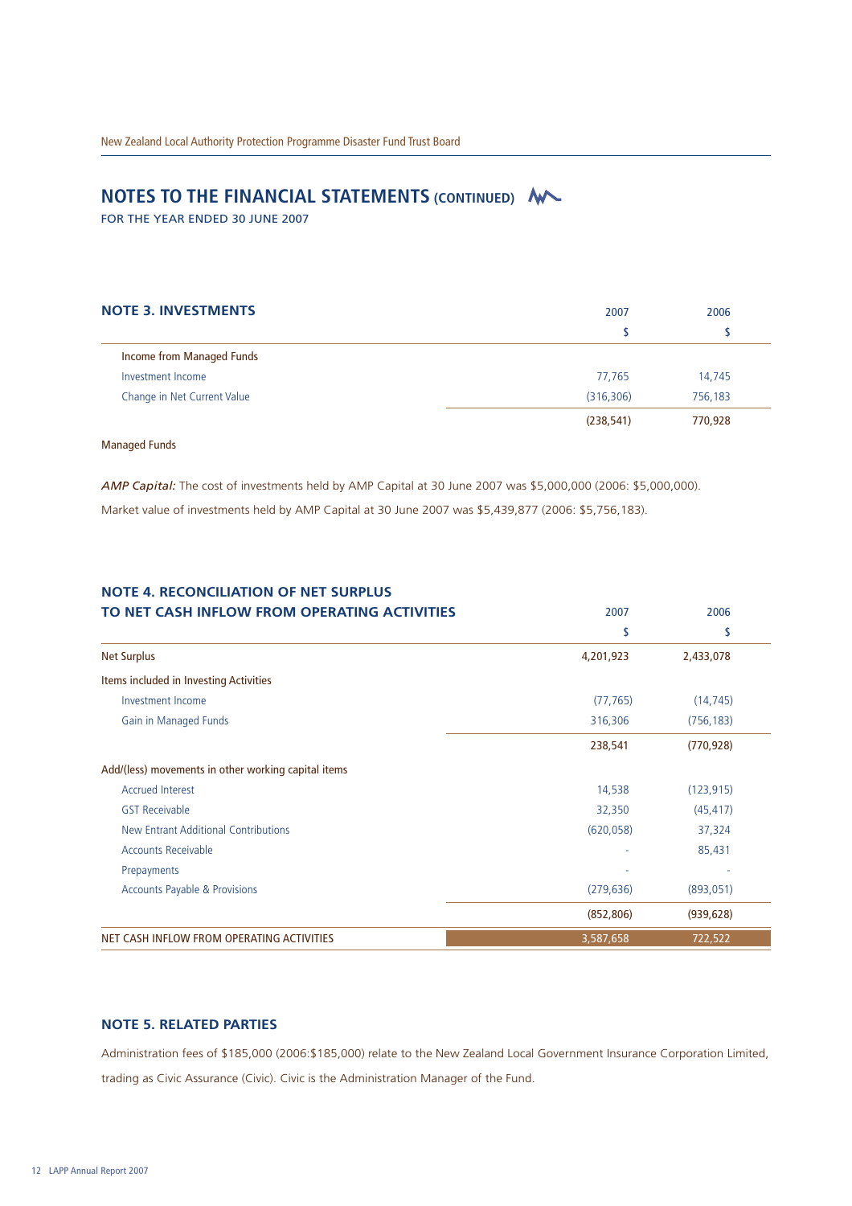## NOTES TO THE FINANCIAL STATEMENTS (CONTINUED)

FOR THE YEAR ENDED 30 JUNE 2007

### NOTE 3. INVESTMENTS

| | 2007 | 2006 |
|---|---|---|
| | $ | $ |
| Income from Managed Funds | | |
| Investment Income | 77,765 | 14,745 |
| Change in Net Current Value | (316,306) | 756,183 |
| | (238,541) | 770,928 |

Managed Funds

*AMP Capital:* The cost of investments held by AMP Capital at 30 June 2007 was $5,000,000 (2006: $5,000,000).

Market value of investments held by AMP Capital at 30 June 2007 was $5,439,877 (2006: $5,756,183).

### NOTE 4. RECONCILIATION OF NET SURPLUS TO NET CASH INFLOW FROM OPERATING ACTIVITIES

| | 2007 | 2006 |
|---|---|---|
| | $ | $ |
| Net Surplus | 4,201,923 | 2,433,078 |
| Items included in Investing Activities | | |
| Investment Income | (77,765) | (14,745) |
| Gain in Managed Funds | 316,306 | (756,183) |
| | 238,541 | (770,928) |
| Add/(less) movements in other working capital items | | |
| Accrued Interest | 14,538 | (123,915) |
| GST Receivable | 32,350 | (45,417) |
| New Entrant Additional Contributions | (620,058) | 37,324 |
| Accounts Receivable | - | 85,431 |
| Prepayments | - | - |
| Accounts Payable & Provisions | (279,636) | (893,051) |
| | (852,806) | (939,628) |
| NET CASH INFLOW FROM OPERATING ACTIVITIES | 3,587,658 | 722,522 |

### NOTE 5. RELATED PARTIES

Administration fees of $185,000 (2006:$185,000) relate to the New Zealand Local Government Insurance Corporation Limited, trading as Civic Assurance (Civic). Civic is the Administration Manager of the Fund.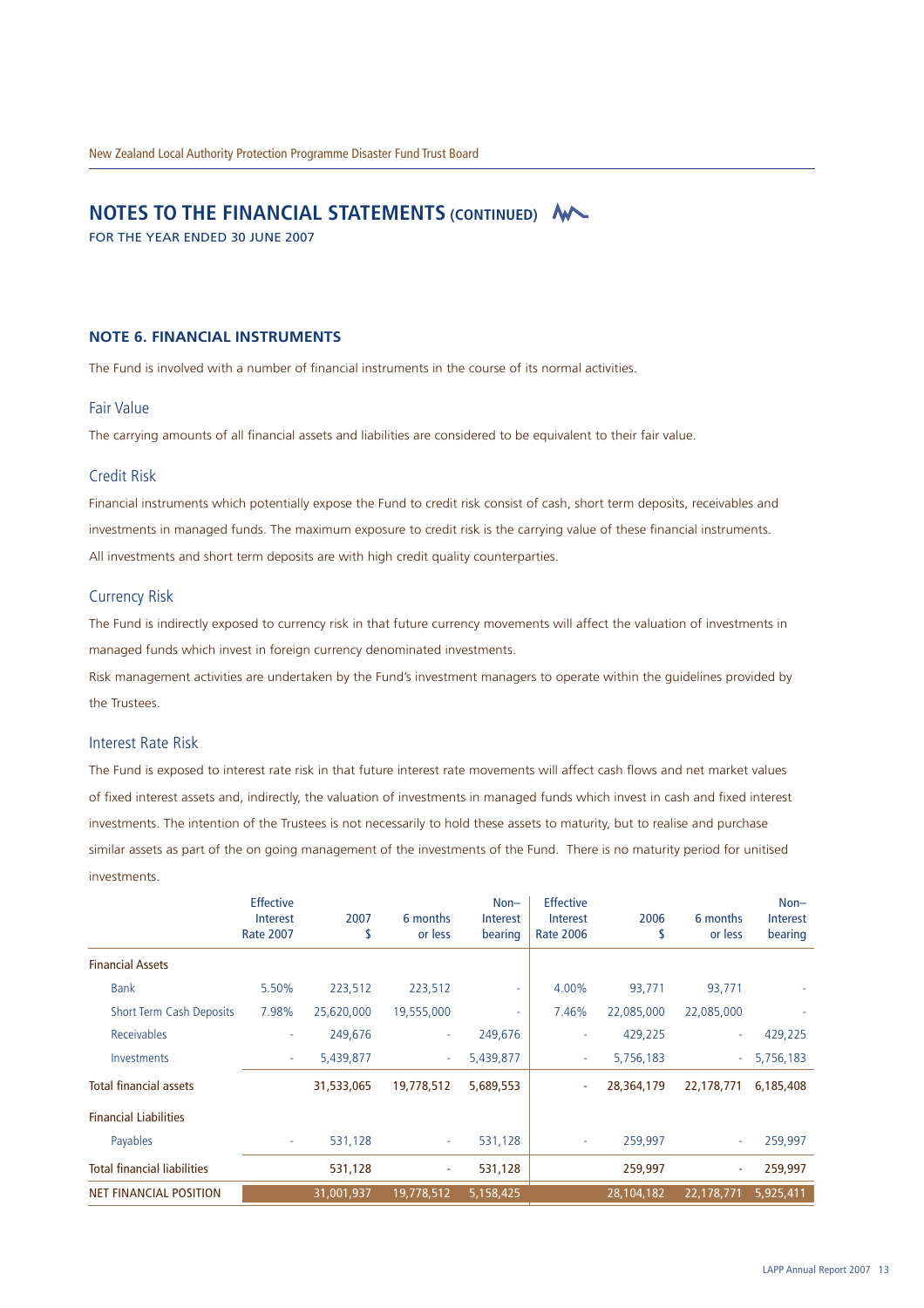# NOTES TO THE FINANCIAL STATEMENTS (CONTINUED)

FOR THE YEAR ENDED 30 JUNE 2007

## NOTE 6. FINANCIAL INSTRUMENTS

The Fund is involved with a number of financial instruments in the course of its normal activities.

### Fair Value

The carrying amounts of all financial assets and liabilities are considered to be equivalent to their fair value.

### Credit Risk

Financial instruments which potentially expose the Fund to credit risk consist of cash, short term deposits, receivables and investments in managed funds. The maximum exposure to credit risk is the carrying value of these financial instruments. All investments and short term deposits are with high credit quality counterparties.

### Currency Risk

The Fund is indirectly exposed to currency risk in that future currency movements will affect the valuation of investments in managed funds which invest in foreign currency denominated investments.

Risk management activities are undertaken by the Fund's investment managers to operate within the guidelines provided by the Trustees.

### Interest Rate Risk

The Fund is exposed to interest rate risk in that future interest rate movements will affect cash flows and net market values of fixed interest assets and, indirectly, the valuation of investments in managed funds which invest in cash and fixed interest investments. The intention of the Trustees is not necessarily to hold these assets to maturity, but to realise and purchase similar assets as part of the on going management of the investments of the Fund. There is no maturity period for unitised investments.

| | Effective Interest Rate 2007 | 2007 $ | 6 months or less | Non–Interest bearing | Effective Interest Rate 2006 | 2006 $ | 6 months or less | Non–Interest bearing |
|---|---|---|---|---|---|---|---|---|
| **Financial Assets** | | | | | | | | |
| Bank | 5.50% | 223,512 | 223,512 | - | 4.00% | 93,771 | 93,771 | - |
| Short Term Cash Deposits | 7.98% | 25,620,000 | 19,555,000 | - | 7.46% | 22,085,000 | 22,085,000 | - |
| Receivables | - | 249,676 | - | 249,676 | - | 429,225 | - | 429,225 |
| Investments | - | 5,439,877 | - | 5,439,877 | - | 5,756,183 | - | 5,756,183 |
| Total financial assets | | 31,533,065 | 19,778,512 | 5,689,553 | - | 28,364,179 | 22,178,771 | 6,185,408 |
| **Financial Liabilities** | | | | | | | | |
| Payables | - | 531,128 | - | 531,128 | - | 259,997 | - | 259,997 |
| Total financial liabilities | | 531,128 | - | 531,128 | | 259,997 | - | 259,997 |
| NET FINANCIAL POSITION | | 31,001,937 | 19,778,512 | 5,158,425 | | 28,104,182 | 22,178,771 | 5,925,411 |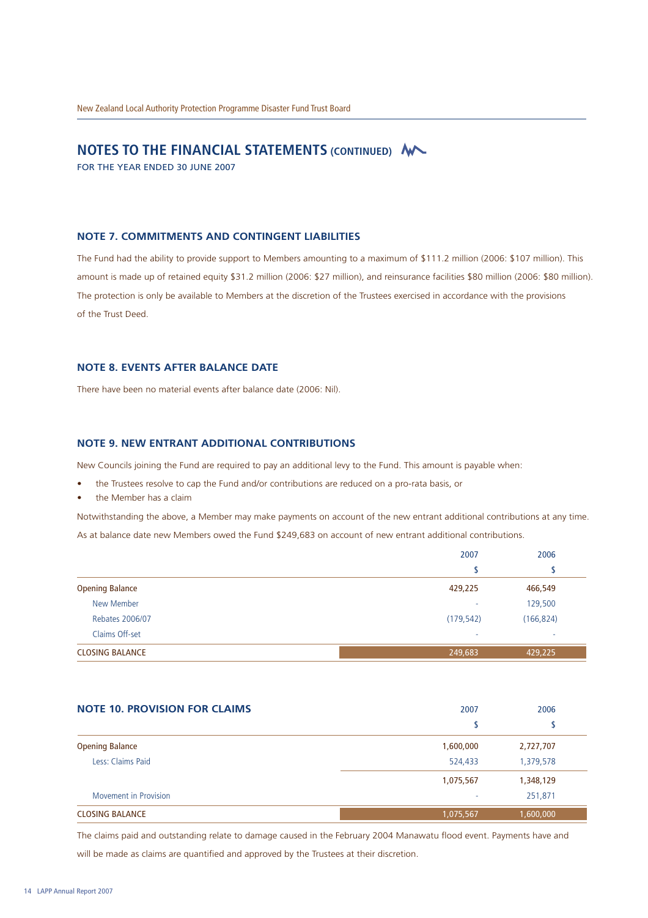# NOTES TO THE FINANCIAL STATEMENTS (CONTINUED)

FOR THE YEAR ENDED 30 JUNE 2007

## NOTE 7. COMMITMENTS AND CONTINGENT LIABILITIES

The Fund had the ability to provide support to Members amounting to a maximum of $111.2 million (2006: $107 million). This amount is made up of retained equity $31.2 million (2006: $27 million), and reinsurance facilities $80 million (2006: $80 million). The protection is only be available to Members at the discretion of the Trustees exercised in accordance with the provisions of the Trust Deed.

## NOTE 8. EVENTS AFTER BALANCE DATE

There have been no material events after balance date (2006: Nil).

## NOTE 9. NEW ENTRANT ADDITIONAL CONTRIBUTIONS

New Councils joining the Fund are required to pay an additional levy to the Fund. This amount is payable when:

- the Trustees resolve to cap the Fund and/or contributions are reduced on a pro-rata basis, or
- the Member has a claim

Notwithstanding the above, a Member may make payments on account of the new entrant additional contributions at any time. As at balance date new Members owed the Fund $249,683 on account of new entrant additional contributions.

| | 2007<br>$ | 2006<br>$ |
|---|---|---|
| Opening Balance | 429,225 | 466,549 |
| New Member | - | 129,500 |
| Rebates 2006/07 | (179,542) | (166,824) |
| Claims Off-set | - | - |
| CLOSING BALANCE | 249,683 | 429,225 |

## NOTE 10. PROVISION FOR CLAIMS

| | 2007<br>$ | 2006<br>$ |
|---|---|---|
| Opening Balance | 1,600,000 | 2,727,707 |
| Less: Claims Paid | 524,433 | 1,379,578 |
| | 1,075,567 | 1,348,129 |
| Movement in Provision | - | 251,871 |
| CLOSING BALANCE | 1,075,567 | 1,600,000 |

The claims paid and outstanding relate to damage caused in the February 2004 Manawatu flood event. Payments have and will be made as claims are quantified and approved by the Trustees at their discretion.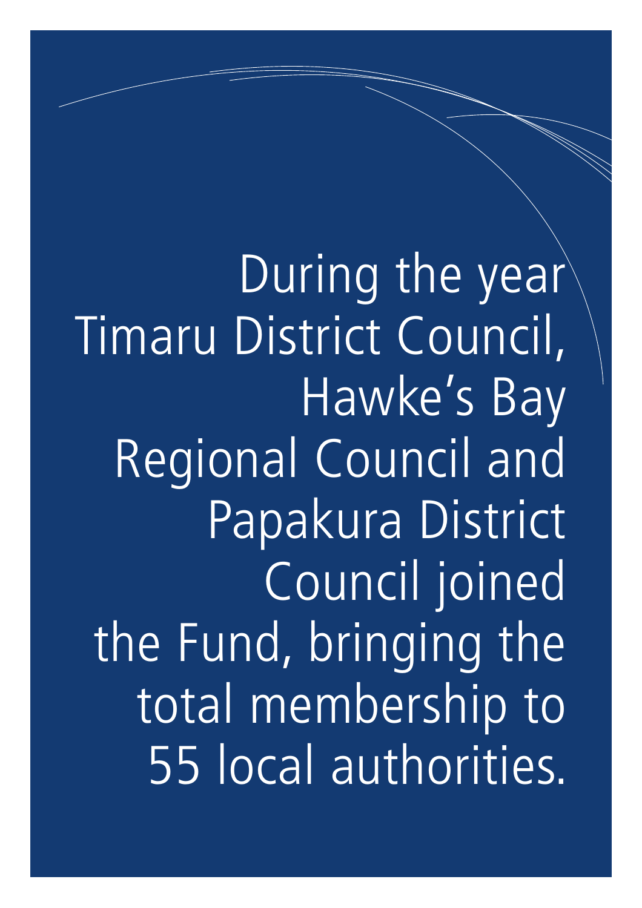During the year Timaru District Council, Hawke's Bay Regional Council and Papakura District Council joined the Fund, bringing the total membership to 55 local authorities.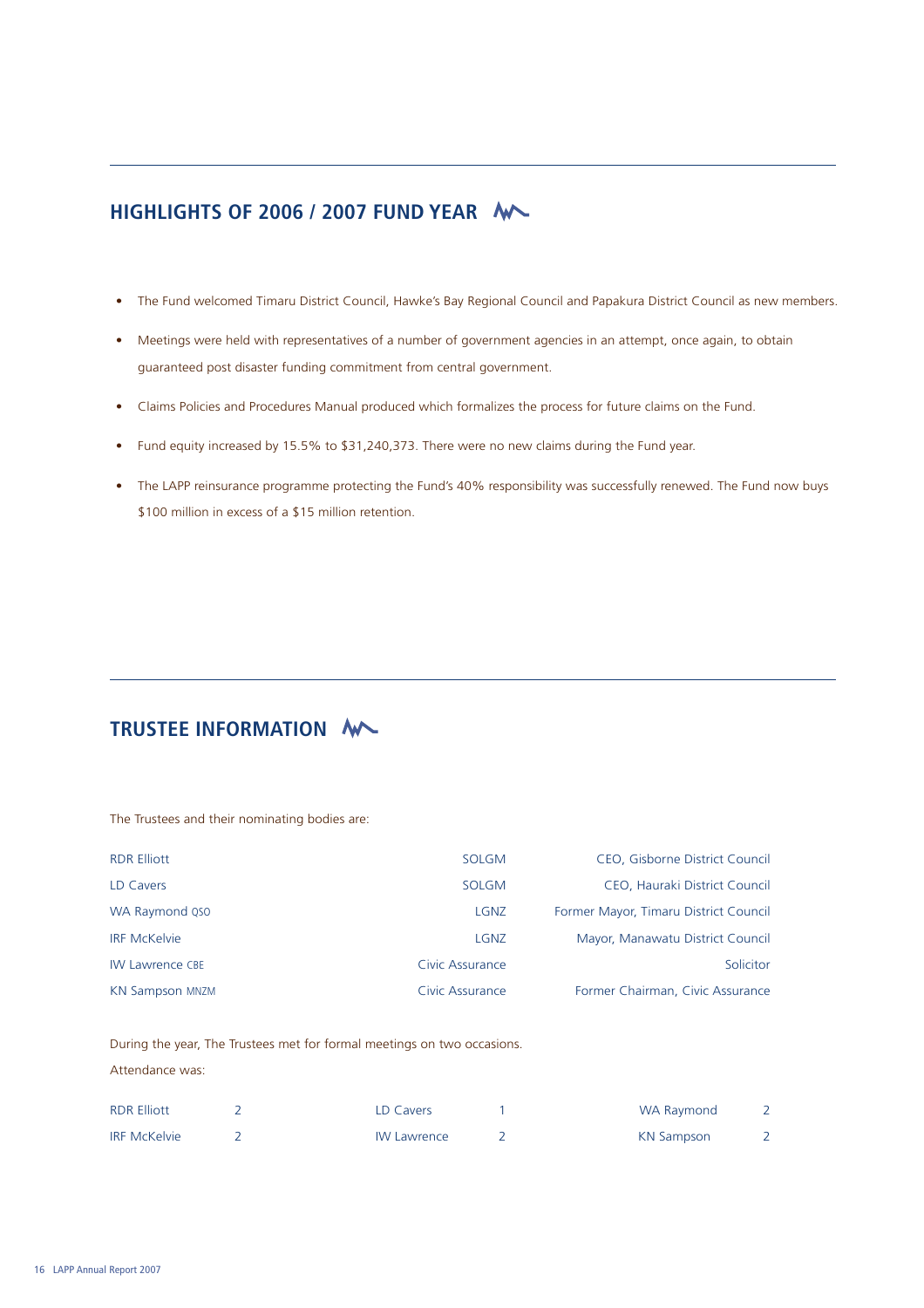## HIGHLIGHTS OF 2006 / 2007 FUND YEAR

- The Fund welcomed Timaru District Council, Hawke's Bay Regional Council and Papakura District Council as new members.
- Meetings were held with representatives of a number of government agencies in an attempt, once again, to obtain guaranteed post disaster funding commitment from central government.
- Claims Policies and Procedures Manual produced which formalizes the process for future claims on the Fund.
- Fund equity increased by 15.5% to $31,240,373. There were no new claims during the Fund year.
- The LAPP reinsurance programme protecting the Fund's 40% responsibility was successfully renewed. The Fund now buys $100 million in excess of a $15 million retention.

## TRUSTEE INFORMATION

The Trustees and their nominating bodies are:

| | | |
|---|---|---|
| RDR Elliott | SOLGM | CEO, Gisborne District Council |
| LD Cavers | SOLGM | CEO, Hauraki District Council |
| WA Raymond QSO | LGNZ | Former Mayor, Timaru District Council |
| IRF McKelvie | LGNZ | Mayor, Manawatu District Council |
| IW Lawrence CBE | Civic Assurance | Solicitor |
| KN Sampson MNZM | Civic Assurance | Former Chairman, Civic Assurance |

During the year, The Trustees met for formal meetings on two occasions.

Attendance was:

| | | | | | |
|---|---|---|---|---|---|
| RDR Elliott | 2 | LD Cavers | 1 | WA Raymond | 2 |
| IRF McKelvie | 2 | IW Lawrence | 2 | KN Sampson | 2 |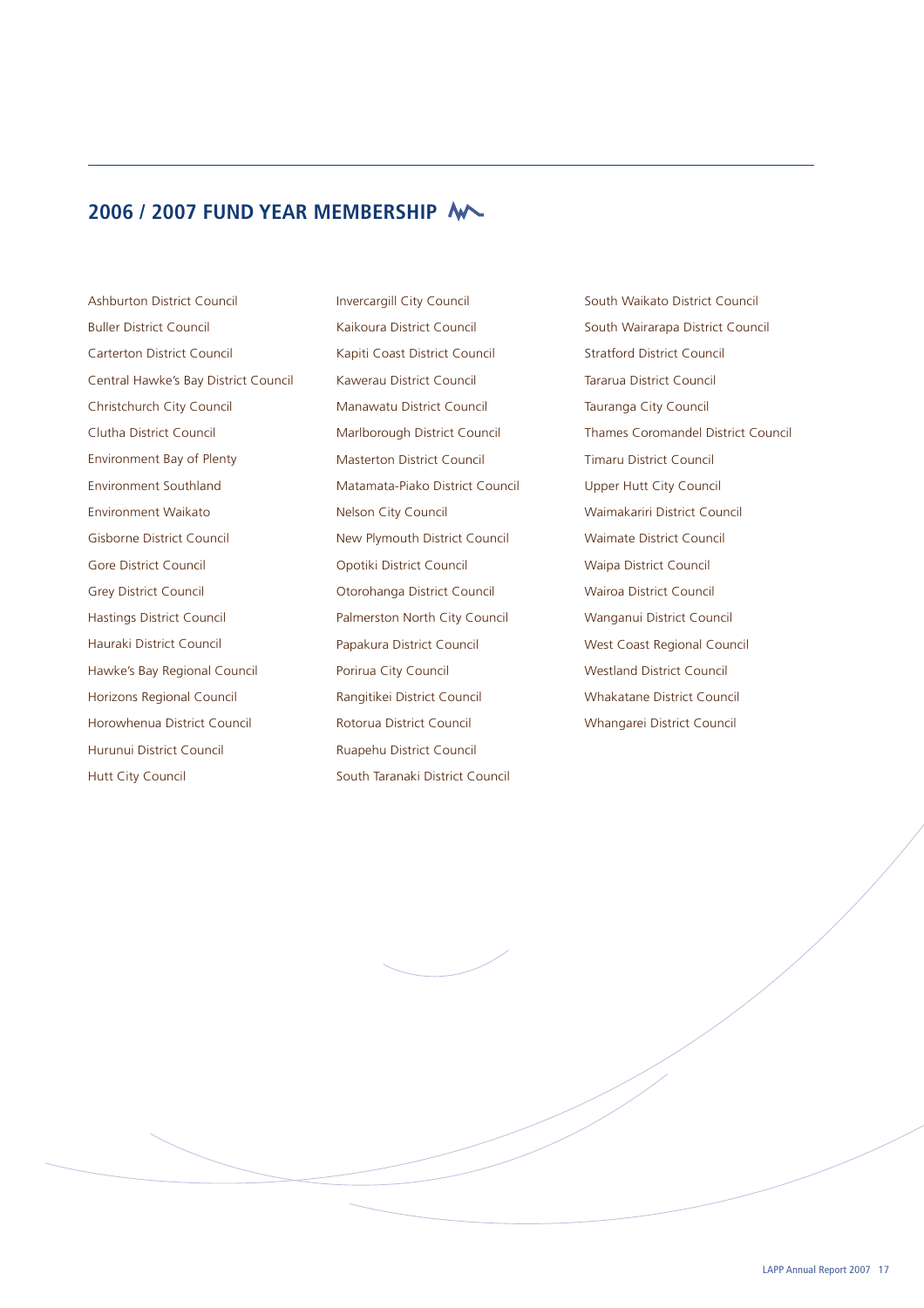## 2006 / 2007 FUND YEAR MEMBERSHIP

Ashburton District Council
Buller District Council
Carterton District Council
Central Hawke's Bay District Council
Christchurch City Council
Clutha District Council
Environment Bay of Plenty
Environment Southland
Environment Waikato
Gisborne District Council
Gore District Council
Grey District Council
Hastings District Council
Hauraki District Council
Hawke's Bay Regional Council
Horizons Regional Council
Horowhenua District Council
Hurunui District Council
Hutt City Council
Invercargill City Council
Kaikoura District Council
Kapiti Coast District Council
Kawerau District Council
Manawatu District Council
Marlborough District Council
Masterton District Council
Matamata-Piako District Council
Nelson City Council
New Plymouth District Council
Opotiki District Council
Otorohanga District Council
Palmerston North City Council
Papakura District Council
Porirua City Council
Rangitikei District Council
Rotorua District Council
Ruapehu District Council
South Taranaki District Council
South Waikato District Council
South Wairarapa District Council
Stratford District Council
Tararua District Council
Tauranga City Council
Thames Coromandel District Council
Timaru District Council
Upper Hutt City Council
Waimakariri District Council
Waimate District Council
Waipa District Council
Wairoa District Council
Wanganui District Council
West Coast Regional Council
Westland District Council
Whakatane District Council
Whangarei District Council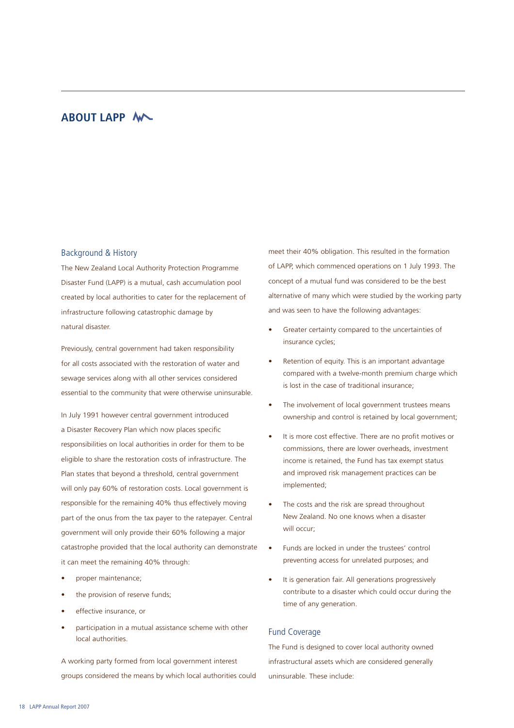# ABOUT LAPP

## Background & History

The New Zealand Local Authority Protection Programme Disaster Fund (LAPP) is a mutual, cash accumulation pool created by local authorities to cater for the replacement of infrastructure following catastrophic damage by natural disaster.

Previously, central government had taken responsibility for all costs associated with the restoration of water and sewage services along with all other services considered essential to the community that were otherwise uninsurable.

In July 1991 however central government introduced a Disaster Recovery Plan which now places specific responsibilities on local authorities in order for them to be eligible to share the restoration costs of infrastructure. The Plan states that beyond a threshold, central government will only pay 60% of restoration costs. Local government is responsible for the remaining 40% thus effectively moving part of the onus from the tax payer to the ratepayer. Central government will only provide their 60% following a major catastrophe provided that the local authority can demonstrate it can meet the remaining 40% through:

- proper maintenance;
- the provision of reserve funds;
- effective insurance, or
- participation in a mutual assistance scheme with other local authorities.

A working party formed from local government interest groups considered the means by which local authorities could meet their 40% obligation. This resulted in the formation of LAPP, which commenced operations on 1 July 1993. The concept of a mutual fund was considered to be the best alternative of many which were studied by the working party and was seen to have the following advantages:

- Greater certainty compared to the uncertainties of insurance cycles;
- Retention of equity. This is an important advantage compared with a twelve-month premium charge which is lost in the case of traditional insurance;
- The involvement of local government trustees means ownership and control is retained by local government;
- It is more cost effective. There are no profit motives or commissions, there are lower overheads, investment income is retained, the Fund has tax exempt status and improved risk management practices can be implemented;
- The costs and the risk are spread throughout New Zealand. No one knows when a disaster will occur;
- Funds are locked in under the trustees' control preventing access for unrelated purposes; and
- It is generation fair. All generations progressively contribute to a disaster which could occur during the time of any generation.

## Fund Coverage

The Fund is designed to cover local authority owned infrastructural assets which are considered generally uninsurable. These include: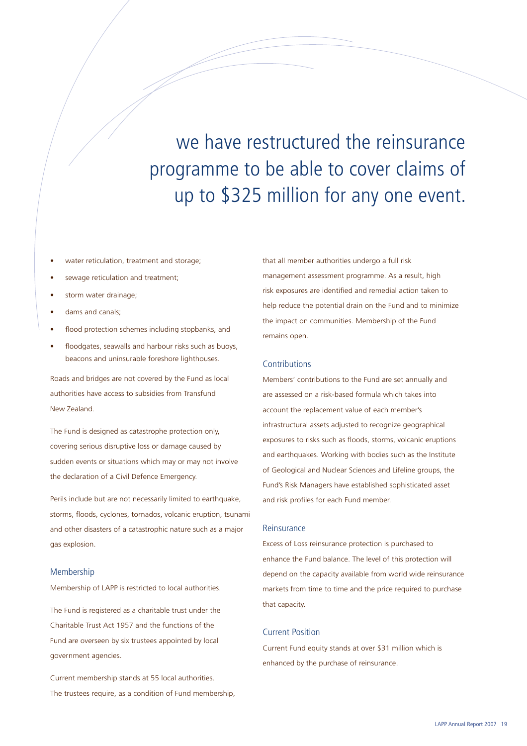we have restructured the reinsurance programme to be able to cover claims of up to $325 million for any one event.

- water reticulation, treatment and storage;
- sewage reticulation and treatment;
- storm water drainage;
- dams and canals;
- flood protection schemes including stopbanks, and
- floodgates, seawalls and harbour risks such as buoys, beacons and uninsurable foreshore lighthouses.

Roads and bridges are not covered by the Fund as local authorities have access to subsidies from Transfund New Zealand.

The Fund is designed as catastrophe protection only, covering serious disruptive loss or damage caused by sudden events or situations which may or may not involve the declaration of a Civil Defence Emergency.

Perils include but are not necessarily limited to earthquake, storms, floods, cyclones, tornados, volcanic eruption, tsunami and other disasters of a catastrophic nature such as a major gas explosion.

## Membership

Membership of LAPP is restricted to local authorities.

The Fund is registered as a charitable trust under the Charitable Trust Act 1957 and the functions of the Fund are overseen by six trustees appointed by local government agencies.

Current membership stands at 55 local authorities. The trustees require, as a condition of Fund membership, that all member authorities undergo a full risk management assessment programme. As a result, high risk exposures are identified and remedial action taken to help reduce the potential drain on the Fund and to minimize the impact on communities. Membership of the Fund remains open.

## Contributions

Members' contributions to the Fund are set annually and are assessed on a risk-based formula which takes into account the replacement value of each member's infrastructural assets adjusted to recognize geographical exposures to risks such as floods, storms, volcanic eruptions and earthquakes. Working with bodies such as the Institute of Geological and Nuclear Sciences and Lifeline groups, the Fund's Risk Managers have established sophisticated asset and risk profiles for each Fund member.

## Reinsurance

Excess of Loss reinsurance protection is purchased to enhance the Fund balance. The level of this protection will depend on the capacity available from world wide reinsurance markets from time to time and the price required to purchase that capacity.

## Current Position

Current Fund equity stands at over $31 million which is enhanced by the purchase of reinsurance.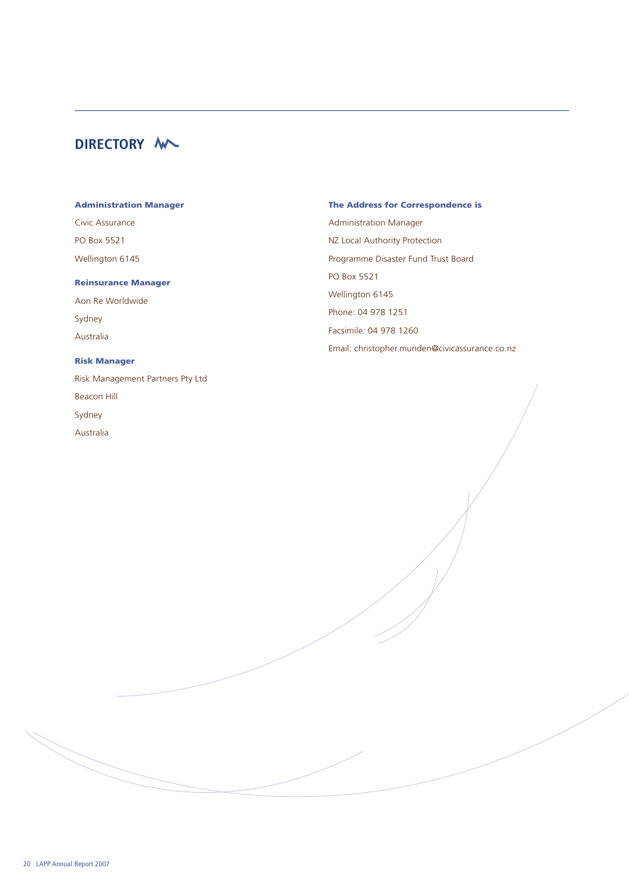## DIRECTORY

**Administration Manager**

Civic Assurance

PO Box 5521

Wellington 6145

**Reinsurance Manager**

Aon Re Worldwide

Sydney

Australia

**Risk Manager**

Risk Management Partners Pty Ltd

Beacon Hill

Sydney

Australia

**The Address for Correspondence is**

Administration Manager

NZ Local Authority Protection

Programme Disaster Fund Trust Board

PO Box 5521

Wellington 6145

Phone: 04 978 1251

Facsimile: 04 978 1260

Email: christopher.munden@civicassurance.co.nz